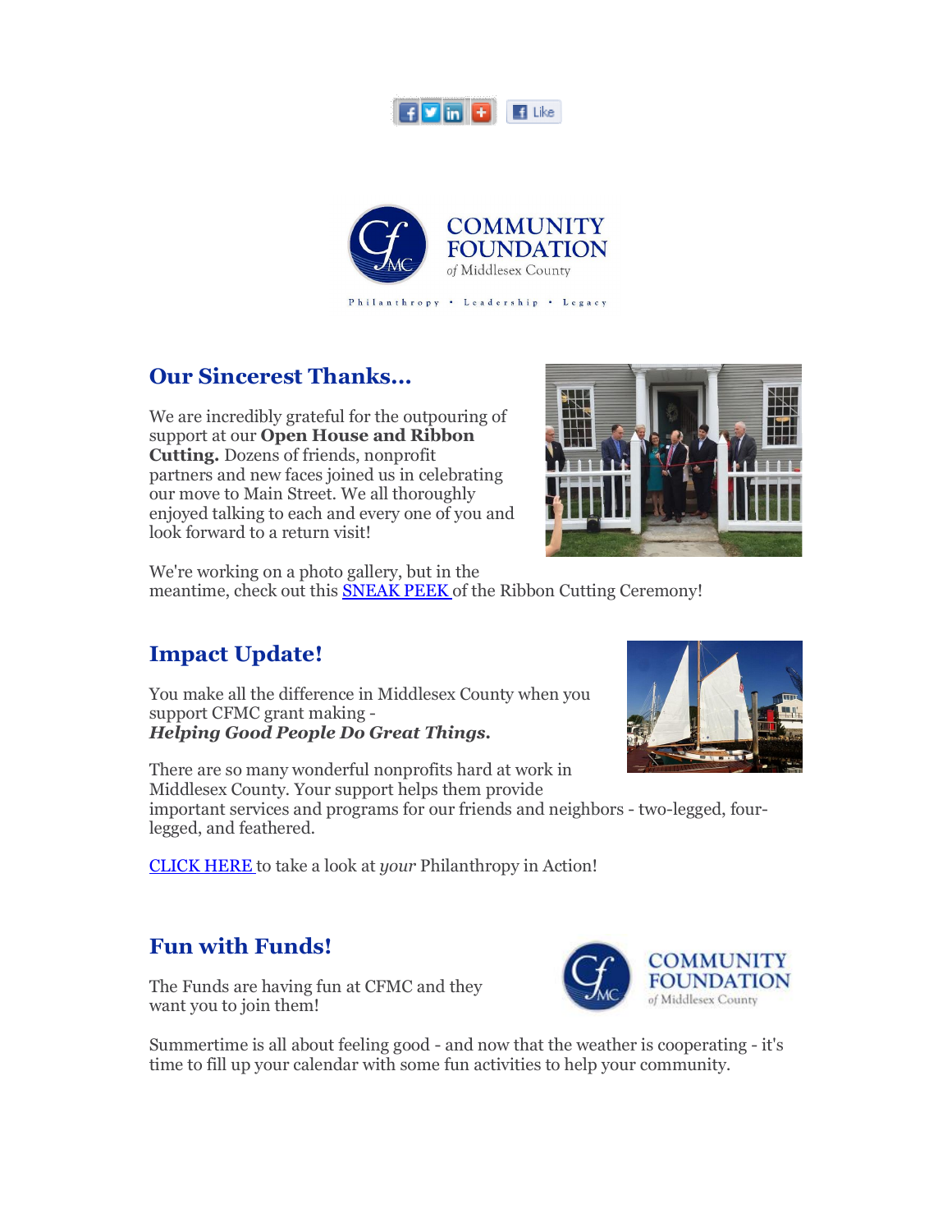COMMUNITY FOUNDATION of Middlesex County

Philanthropy • Leadership • Legacy

## Our Sincerest Thanks...

We are incredibly grateful for the outpouring of support at our **Open House and Ribbon Cutting.** Dozens of friends, nonprofit partners and new faces joined us in celebrating our move to Main Street. We all thoroughly enjoyed talking to each and every one of you and look forward to a return visit!

We're working on a photo gallery, but in the meantime, check out this SNEAK PEEK of the Ribbon Cutting Ceremony!

## Impact Update!

You make all the difference in Middlesex County when you support CFMC grant making -
***Helping Good People Do Great Things.***

There are so many wonderful nonprofits hard at work in Middlesex County. Your support helps them provide important services and programs for our friends and neighbors - two-legged, four-legged, and feathered.

CLICK HERE to take a look at *your* Philanthropy in Action!

## Fun with Funds!

COMMUNITY FOUNDATION of Middlesex County

The Funds are having fun at CFMC and they want you to join them!

Summertime is all about feeling good - and now that the weather is cooperating - it's time to fill up your calendar with some fun activities to help your community.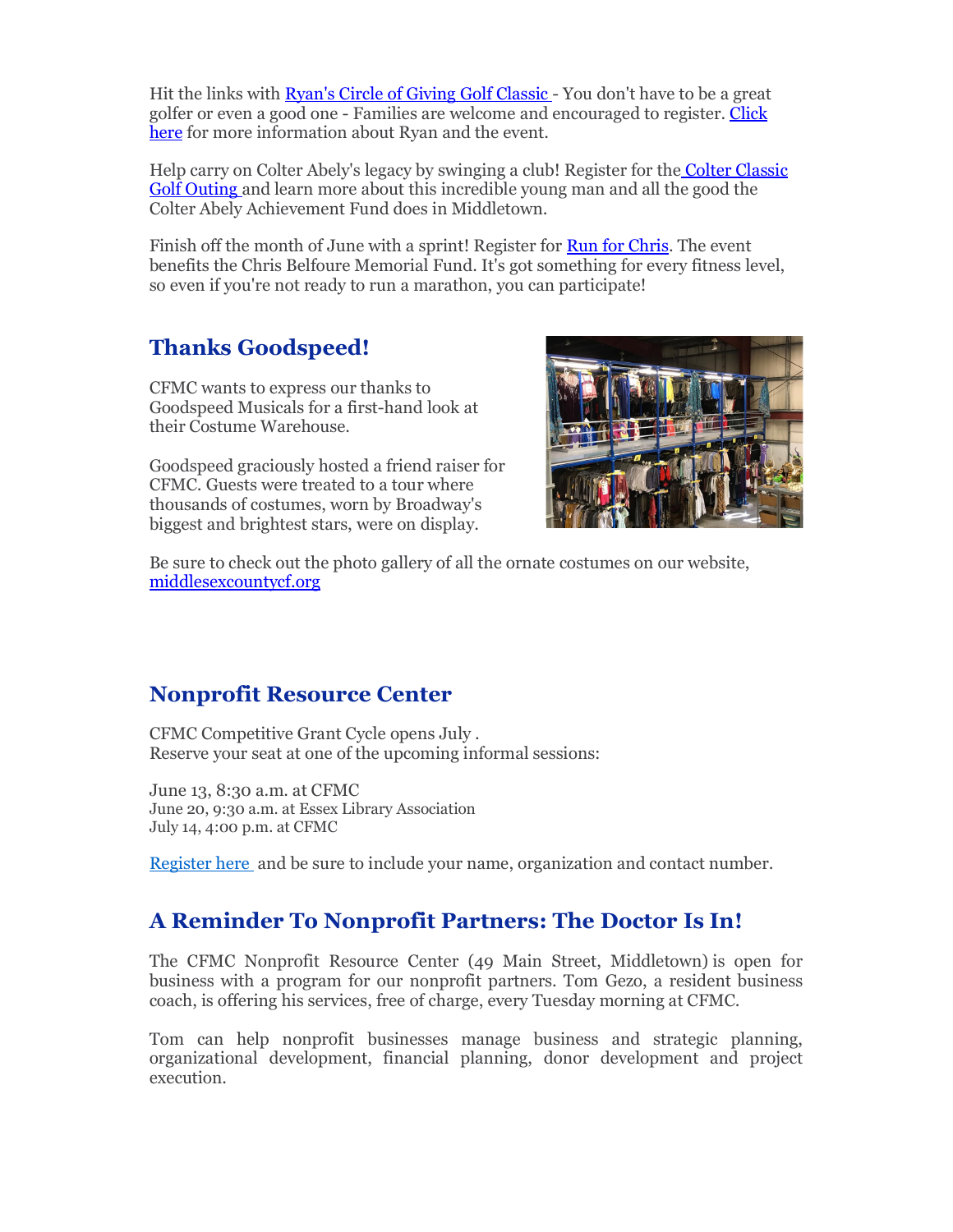Hit the links with Ryan's Circle of Giving Golf Classic - You don't have to be a great golfer or even a good one - Families are welcome and encouraged to register. Click here for more information about Ryan and the event.

Help carry on Colter Abely's legacy by swinging a club! Register for the Colter Classic Golf Outing and learn more about this incredible young man and all the good the Colter Abely Achievement Fund does in Middletown.

Finish off the month of June with a sprint! Register for Run for Chris. The event benefits the Chris Belfoure Memorial Fund. It's got something for every fitness level, so even if you're not ready to run a marathon, you can participate!

## Thanks Goodspeed!

CFMC wants to express our thanks to Goodspeed Musicals for a first-hand look at their Costume Warehouse.

Goodspeed graciously hosted a friend raiser for CFMC. Guests were treated to a tour where thousands of costumes, worn by Broadway's biggest and brightest stars, were on display.

Be sure to check out the photo gallery of all the ornate costumes on our website, middlesexcountycf.org

## Nonprofit Resource Center

CFMC Competitive Grant Cycle opens July .
Reserve your seat at one of the upcoming informal sessions:

June 13, 8:30 a.m. at CFMC
June 20, 9:30 a.m. at Essex Library Association
July 14, 4:00 p.m. at CFMC

Register here and be sure to include your name, organization and contact number.

## A Reminder To Nonprofit Partners: The Doctor Is In!

The CFMC Nonprofit Resource Center (49 Main Street, Middletown) is open for business with a program for our nonprofit partners. Tom Gezo, a resident business coach, is offering his services, free of charge, every Tuesday morning at CFMC.

Tom can help nonprofit businesses manage business and strategic planning, organizational development, financial planning, donor development and project execution.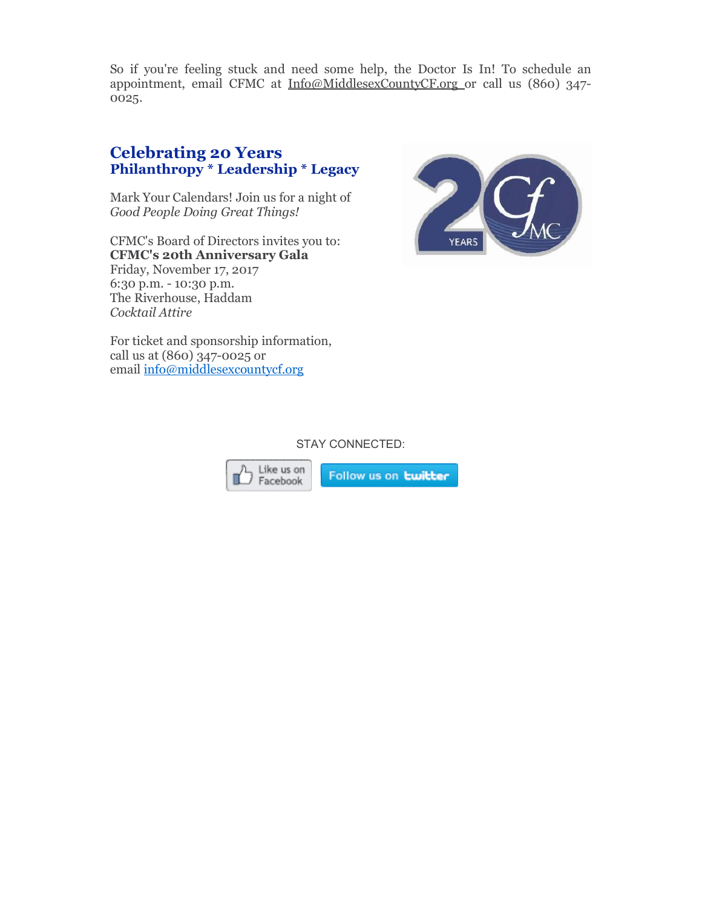So if you're feeling stuck and need some help, the Doctor Is In! To schedule an appointment, email CFMC at Info@MiddlesexCountyCF.org or call us (860) 347-0025.

## Celebrating 20 Years

### Philanthropy * Leadership * Legacy

Mark Your Calendars! Join us for a night of *Good People Doing Great Things!*

CFMC's Board of Directors invites you to:  
**CFMC's 20th Anniversary Gala**  
Friday, November 17, 2017  
6:30 p.m. - 10:30 p.m.  
The Riverhouse, Haddam  
*Cocktail Attire*

For ticket and sponsorship information, call us at (860) 347-0025 or email info@middlesexcountycf.org

STAY CONNECTED:

Like us on Facebook

Follow us on twitter